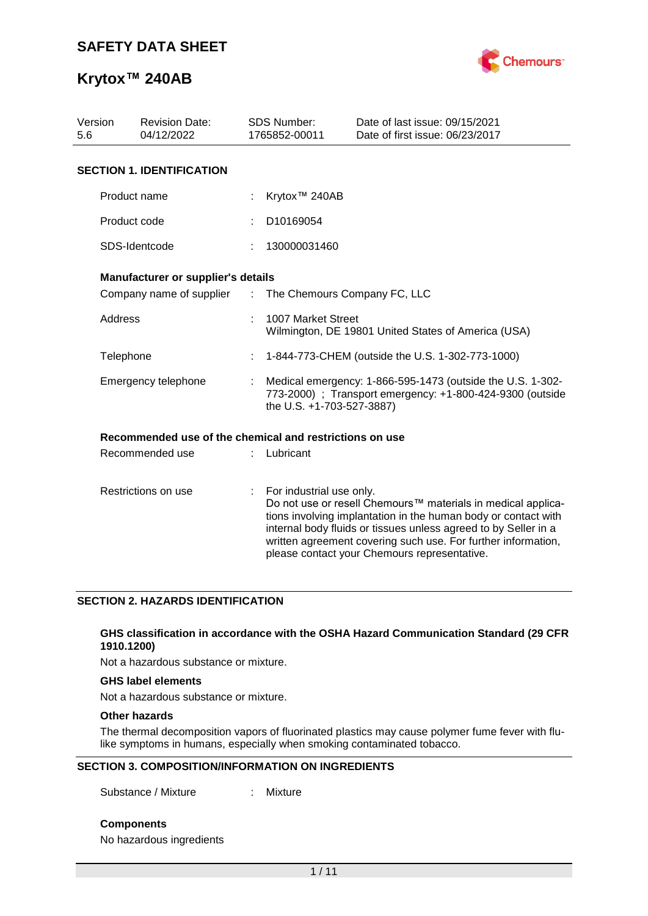# SAFETY DATA SHEET

# Krytox™ 240AB

| Version | Revision Date: | SDS Number: | Date of last issue: 09/15/2021 |
| --- | --- | --- | --- |
| 5.6 | 04/12/2022 | 1765852-00011 | Date of first issue: 06/23/2017 |

## SECTION 1. IDENTIFICATION

| | | |
| --- | --- | --- |
| Product name | : | Krytox™ 240AB |
| Product code | : | D10169054 |
| SDS-Identcode | : | 130000031460 |

**Manufacturer or supplier's details**

| | | |
| --- | --- | --- |
| Company name of supplier | : | The Chemours Company FC, LLC |
| Address | : | 1007 Market Street<br>Wilmington, DE 19801 United States of America (USA) |
| Telephone | : | 1-844-773-CHEM (outside the U.S. 1-302-773-1000) |
| Emergency telephone | : | Medical emergency: 1-866-595-1473 (outside the U.S. 1-302-773-2000) ; Transport emergency: +1-800-424-9300 (outside the U.S. +1-703-527-3887) |

**Recommended use of the chemical and restrictions on use**

| | | |
| --- | --- | --- |
| Recommended use | : | Lubricant |
| Restrictions on use | : | For industrial use only.<br>Do not use or resell Chemours™ materials in medical applications involving implantation in the human body or contact with internal body fluids or tissues unless agreed to by Seller in a written agreement covering such use. For further information, please contact your Chemours representative. |

## SECTION 2. HAZARDS IDENTIFICATION

**GHS classification in accordance with the OSHA Hazard Communication Standard (29 CFR 1910.1200)**

Not a hazardous substance or mixture.

**GHS label elements**

Not a hazardous substance or mixture.

**Other hazards**

The thermal decomposition vapors of fluorinated plastics may cause polymer fume fever with flu-like symptoms in humans, especially when smoking contaminated tobacco.

## SECTION 3. COMPOSITION/INFORMATION ON INGREDIENTS

| | | |
| --- | --- | --- |
| Substance / Mixture | : | Mixture |

**Components**

No hazardous ingredients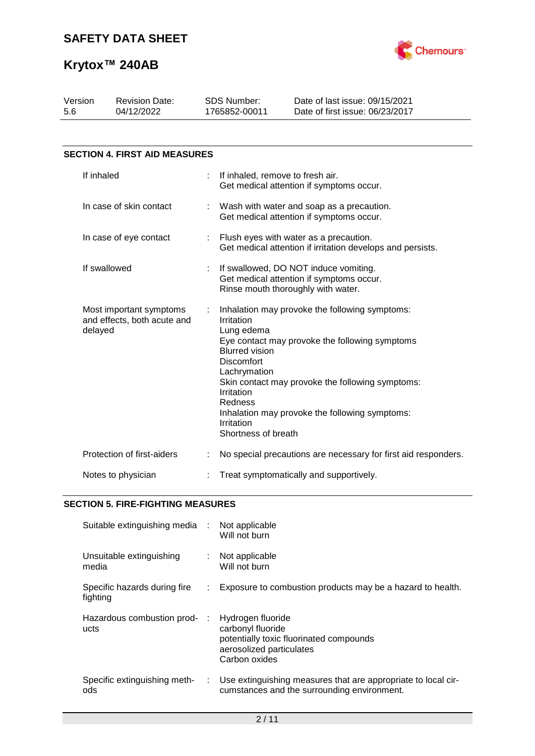## SECTION 4. FIRST AID MEASURES

| | | |
|---|---|---|
| If inhaled | : | If inhaled, remove to fresh air.<br>Get medical attention if symptoms occur. |
| In case of skin contact | : | Wash with water and soap as a precaution.<br>Get medical attention if symptoms occur. |
| In case of eye contact | : | Flush eyes with water as a precaution.<br>Get medical attention if irritation develops and persists. |
| If swallowed | : | If swallowed, DO NOT induce vomiting.<br>Get medical attention if symptoms occur.<br>Rinse mouth thoroughly with water. |
| Most important symptoms and effects, both acute and delayed | : | Inhalation may provoke the following symptoms:<br>Irritation<br>Lung edema<br>Eye contact may provoke the following symptoms<br>Blurred vision<br>Discomfort<br>Lachrymation<br>Skin contact may provoke the following symptoms:<br>Irritation<br>Redness<br>Inhalation may provoke the following symptoms:<br>Irritation<br>Shortness of breath |
| Protection of first-aiders | : | No special precautions are necessary for first aid responders. |
| Notes to physician | : | Treat symptomatically and supportively. |

## SECTION 5. FIRE-FIGHTING MEASURES

| | | |
|---|---|---|
| Suitable extinguishing media | : | Not applicable<br>Will not burn |
| Unsuitable extinguishing media | : | Not applicable<br>Will not burn |
| Specific hazards during fire fighting | : | Exposure to combustion products may be a hazard to health. |
| Hazardous combustion products | : | Hydrogen fluoride<br>carbonyl fluoride<br>potentially toxic fluorinated compounds<br>aerosolized particulates<br>Carbon oxides |
| Specific extinguishing methods | : | Use extinguishing measures that are appropriate to local circumstances and the surrounding environment. |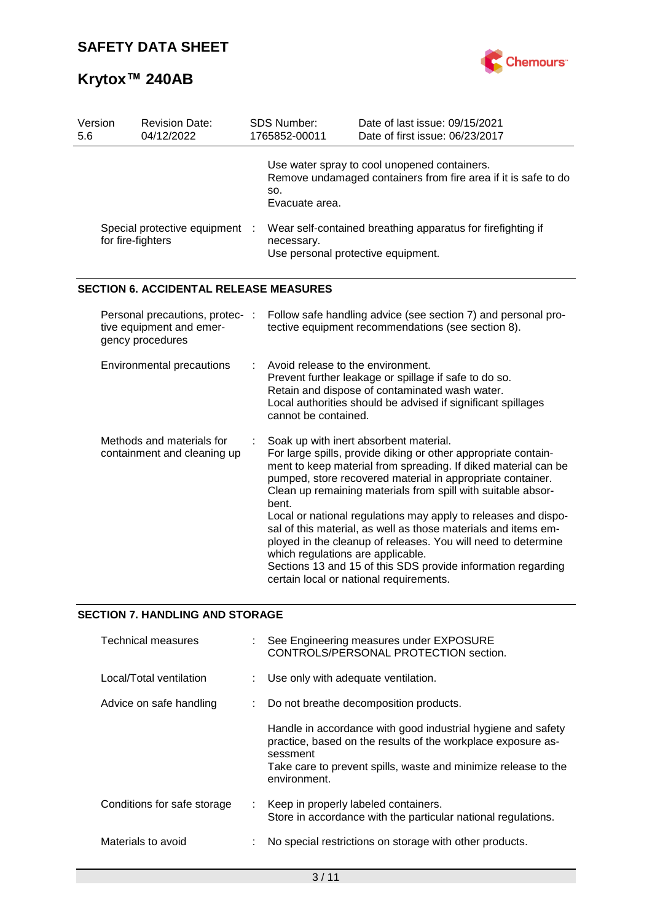| Version 5.6 | Revision Date: 04/12/2022 | SDS Number: 1765852-00011 | Date of last issue: 09/15/2021<br>Date of first issue: 06/23/2017 |
|---|---|---|---|

| | |
|---|---|
| | Use water spray to cool unopened containers.<br>Remove undamaged containers from fire area if it is safe to do so.<br>Evacuate area. |
| Special protective equipment for fire-fighters | : Wear self-contained breathing apparatus for firefighting if necessary.<br>Use personal protective equipment. |

## SECTION 6. ACCIDENTAL RELEASE MEASURES

| | |
|---|---|
| Personal precautions, protective equipment and emergency procedures | : Follow safe handling advice (see section 7) and personal protective equipment recommendations (see section 8). |
| Environmental precautions | : Avoid release to the environment.<br>Prevent further leakage or spillage if safe to do so.<br>Retain and dispose of contaminated wash water.<br>Local authorities should be advised if significant spillages cannot be contained. |
| Methods and materials for containment and cleaning up | : Soak up with inert absorbent material.<br>For large spills, provide diking or other appropriate containment to keep material from spreading. If diked material can be pumped, store recovered material in appropriate container.<br>Clean up remaining materials from spill with suitable absorbent.<br>Local or national regulations may apply to releases and disposal of this material, as well as those materials and items employed in the cleanup of releases. You will need to determine which regulations are applicable.<br>Sections 13 and 15 of this SDS provide information regarding certain local or national requirements. |

## SECTION 7. HANDLING AND STORAGE

| | |
|---|---|
| Technical measures | : See Engineering measures under EXPOSURE CONTROLS/PERSONAL PROTECTION section. |
| Local/Total ventilation | : Use only with adequate ventilation. |
| Advice on safe handling | : Do not breathe decomposition products.<br><br>Handle in accordance with good industrial hygiene and safety practice, based on the results of the workplace exposure assessment<br>Take care to prevent spills, waste and minimize release to the environment. |
| Conditions for safe storage | : Keep in properly labeled containers.<br>Store in accordance with the particular national regulations. |
| Materials to avoid | : No special restrictions on storage with other products. |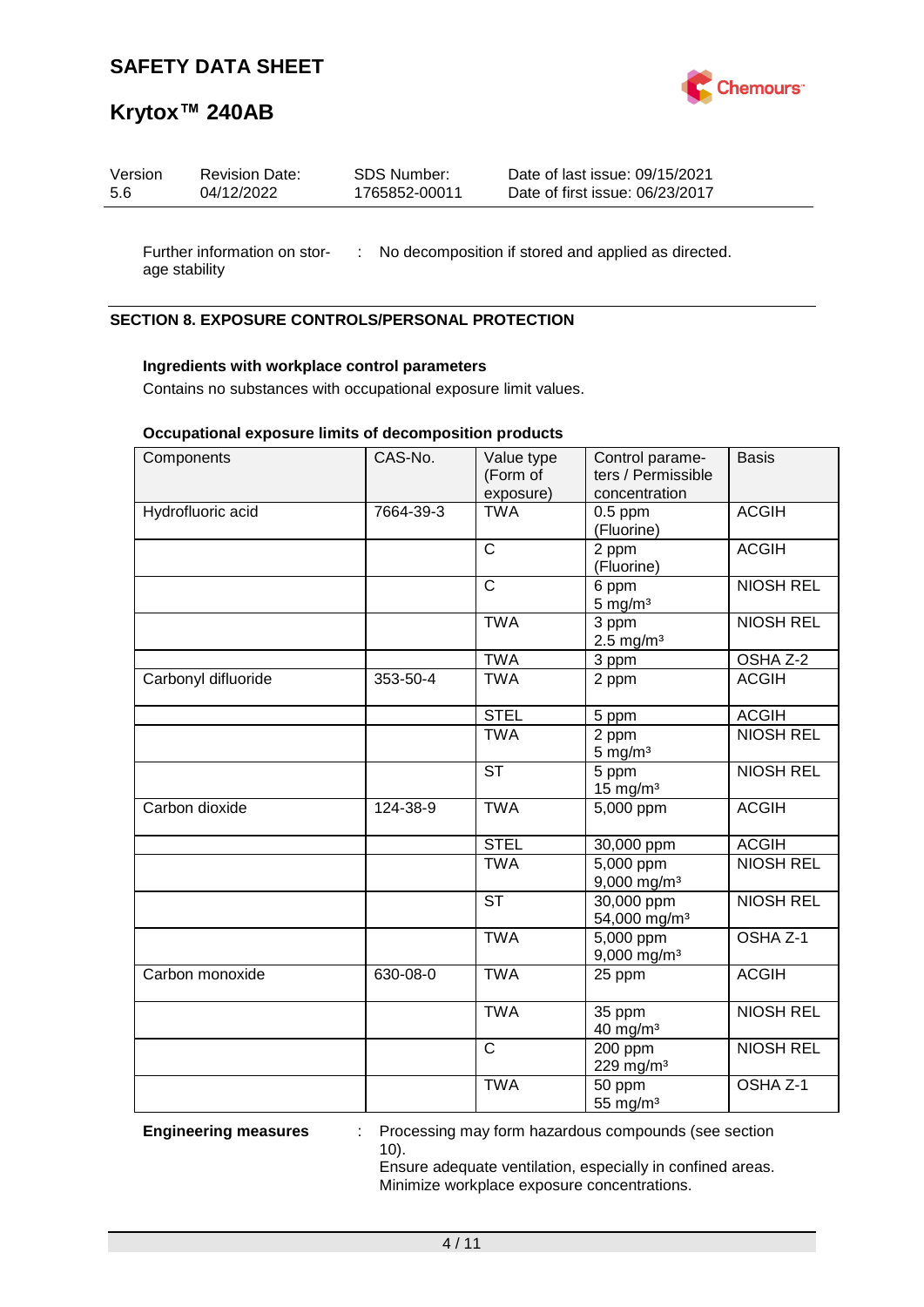Further information on storage stability : No decomposition if stored and applied as directed.

## SECTION 8. EXPOSURE CONTROLS/PERSONAL PROTECTION

**Ingredients with workplace control parameters**

Contains no substances with occupational exposure limit values.

**Occupational exposure limits of decomposition products**

| Components | CAS-No. | Value type (Form of exposure) | Control parameters / Permissible concentration | Basis |
|---|---|---|---|---|
| Hydrofluoric acid | 7664-39-3 | TWA | 0.5 ppm (Fluorine) | ACGIH |
| | | C | 2 ppm (Fluorine) | ACGIH |
| | | C | 6 ppm 5 mg/m³ | NIOSH REL |
| | | TWA | 3 ppm 2.5 mg/m³ | NIOSH REL |
| | | TWA | 3 ppm | OSHA Z-2 |
| Carbonyl difluoride | 353-50-4 | TWA | 2 ppm | ACGIH |
| | | STEL | 5 ppm | ACGIH |
| | | TWA | 2 ppm 5 mg/m³ | NIOSH REL |
| | | ST | 5 ppm 15 mg/m³ | NIOSH REL |
| Carbon dioxide | 124-38-9 | TWA | 5,000 ppm | ACGIH |
| | | STEL | 30,000 ppm | ACGIH |
| | | TWA | 5,000 ppm 9,000 mg/m³ | NIOSH REL |
| | | ST | 30,000 ppm 54,000 mg/m³ | NIOSH REL |
| | | TWA | 5,000 ppm 9,000 mg/m³ | OSHA Z-1 |
| Carbon monoxide | 630-08-0 | TWA | 25 ppm | ACGIH |
| | | TWA | 35 ppm 40 mg/m³ | NIOSH REL |
| | | C | 200 ppm 229 mg/m³ | NIOSH REL |
| | | TWA | 50 ppm 55 mg/m³ | OSHA Z-1 |

**Engineering measures** : Processing may form hazardous compounds (see section 10).
Ensure adequate ventilation, especially in confined areas.
Minimize workplace exposure concentrations.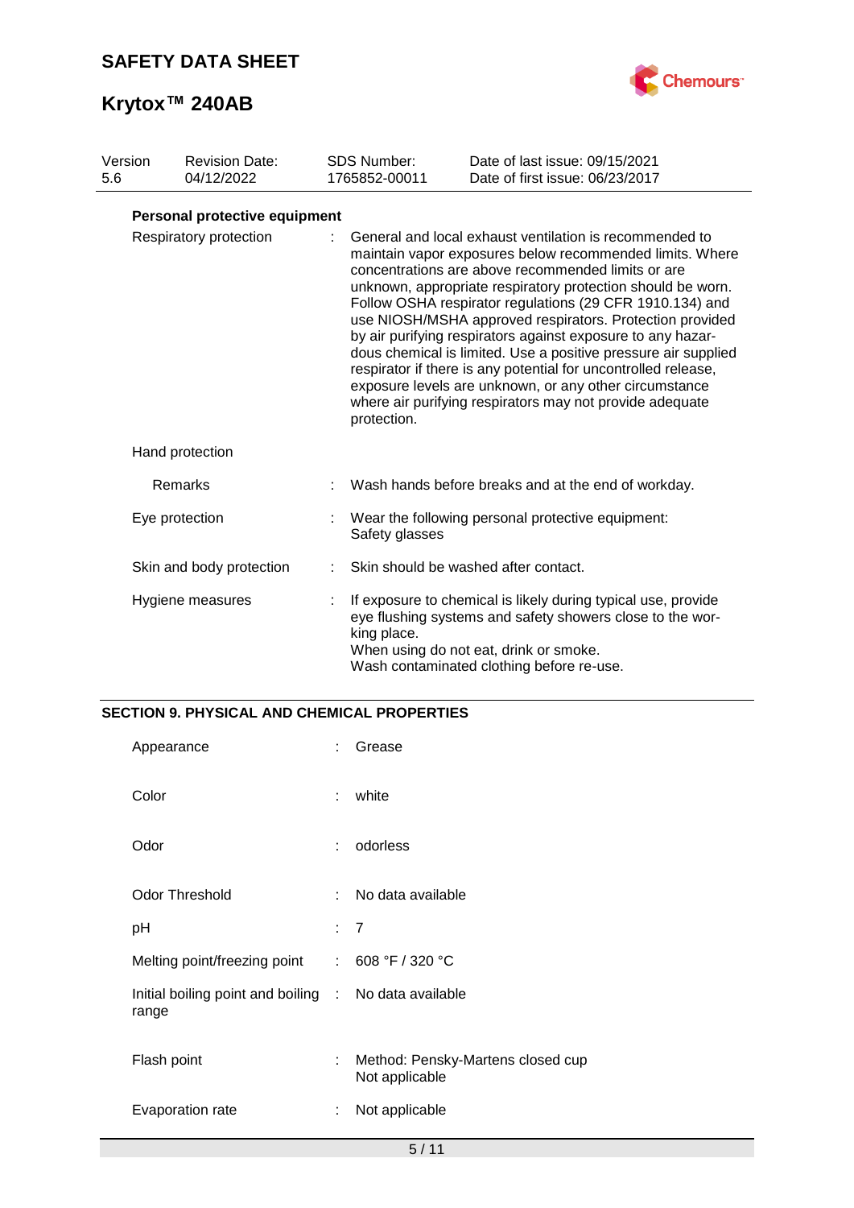**Personal protective equipment**

| | | |
|---|---|---|
| Respiratory protection | : | General and local exhaust ventilation is recommended to maintain vapor exposures below recommended limits. Where concentrations are above recommended limits or are unknown, appropriate respiratory protection should be worn. Follow OSHA respirator regulations (29 CFR 1910.134) and use NIOSH/MSHA approved respirators. Protection provided by air purifying respirators against exposure to any hazardous chemical is limited. Use a positive pressure air supplied respirator if there is any potential for uncontrolled release, exposure levels are unknown, or any other circumstance where air purifying respirators may not provide adequate protection. |
| Hand protection | | |
| Remarks | : | Wash hands before breaks and at the end of workday. |
| Eye protection | : | Wear the following personal protective equipment: Safety glasses |
| Skin and body protection | : | Skin should be washed after contact. |
| Hygiene measures | : | If exposure to chemical is likely during typical use, provide eye flushing systems and safety showers close to the working place. When using do not eat, drink or smoke. Wash contaminated clothing before re-use. |

## SECTION 9. PHYSICAL AND CHEMICAL PROPERTIES

| | | |
|---|---|---|
| Appearance | : | Grease |
| Color | : | white |
| Odor | : | odorless |
| Odor Threshold | : | No data available |
| pH | : | 7 |
| Melting point/freezing point | : | 608 °F / 320 °C |
| Initial boiling point and boiling range | : | No data available |
| Flash point | : | Method: Pensky-Martens closed cup Not applicable |
| Evaporation rate | : | Not applicable |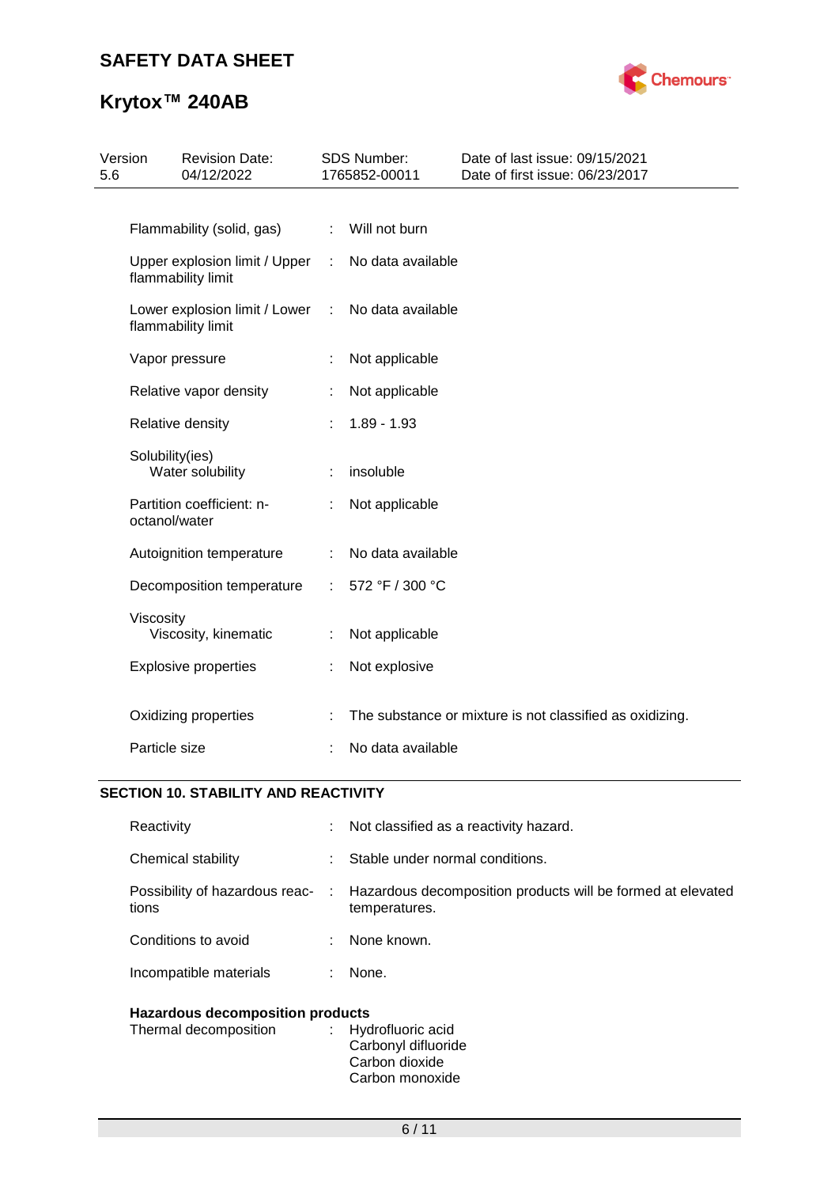| | | |
|---|---|---|
| Flammability (solid, gas) | : | Will not burn |
| Upper explosion limit / Upper flammability limit | : | No data available |
| Lower explosion limit / Lower flammability limit | : | No data available |
| Vapor pressure | : | Not applicable |
| Relative vapor density | : | Not applicable |
| Relative density | : | 1.89 - 1.93 |
| Solubility(ies)<br>Water solubility | : | insoluble |
| Partition coefficient: n-octanol/water | : | Not applicable |
| Autoignition temperature | : | No data available |
| Decomposition temperature | : | 572 °F / 300 °C |
| Viscosity<br>Viscosity, kinematic | : | Not applicable |
| Explosive properties | : | Not explosive |
| Oxidizing properties | : | The substance or mixture is not classified as oxidizing. |
| Particle size | : | No data available |

## SECTION 10. STABILITY AND REACTIVITY

| | | |
|---|---|---|
| Reactivity | : | Not classified as a reactivity hazard. |
| Chemical stability | : | Stable under normal conditions. |
| Possibility of hazardous reactions | : | Hazardous decomposition products will be formed at elevated temperatures. |
| Conditions to avoid | : | None known. |
| Incompatible materials | : | None. |

**Hazardous decomposition products**

| | | |
|---|---|---|
| Thermal decomposition | : | Hydrofluoric acid<br>Carbonyl difluoride<br>Carbon dioxide<br>Carbon monoxide |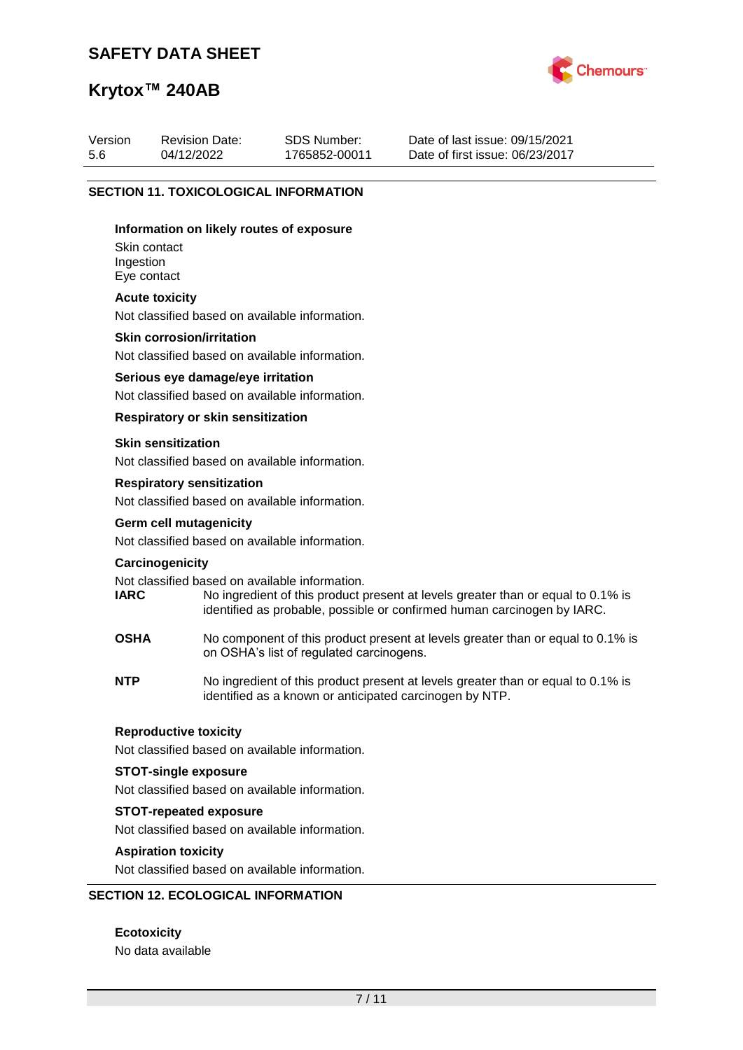## SECTION 11. TOXICOLOGICAL INFORMATION

### Information on likely routes of exposure

Skin contact
Ingestion
Eye contact

### Acute toxicity

Not classified based on available information.

### Skin corrosion/irritation

Not classified based on available information.

### Serious eye damage/eye irritation

Not classified based on available information.

### Respiratory or skin sensitization

#### Skin sensitization

Not classified based on available information.

#### Respiratory sensitization

Not classified based on available information.

### Germ cell mutagenicity

Not classified based on available information.

### Carcinogenicity

Not classified based on available information.

**IARC** No ingredient of this product present at levels greater than or equal to 0.1% is identified as probable, possible or confirmed human carcinogen by IARC.

**OSHA** No component of this product present at levels greater than or equal to 0.1% is on OSHA's list of regulated carcinogens.

**NTP** No ingredient of this product present at levels greater than or equal to 0.1% is identified as a known or anticipated carcinogen by NTP.

### Reproductive toxicity

Not classified based on available information.

### STOT-single exposure

Not classified based on available information.

### STOT-repeated exposure

Not classified based on available information.

### Aspiration toxicity

Not classified based on available information.

## SECTION 12. ECOLOGICAL INFORMATION

### Ecotoxicity

No data available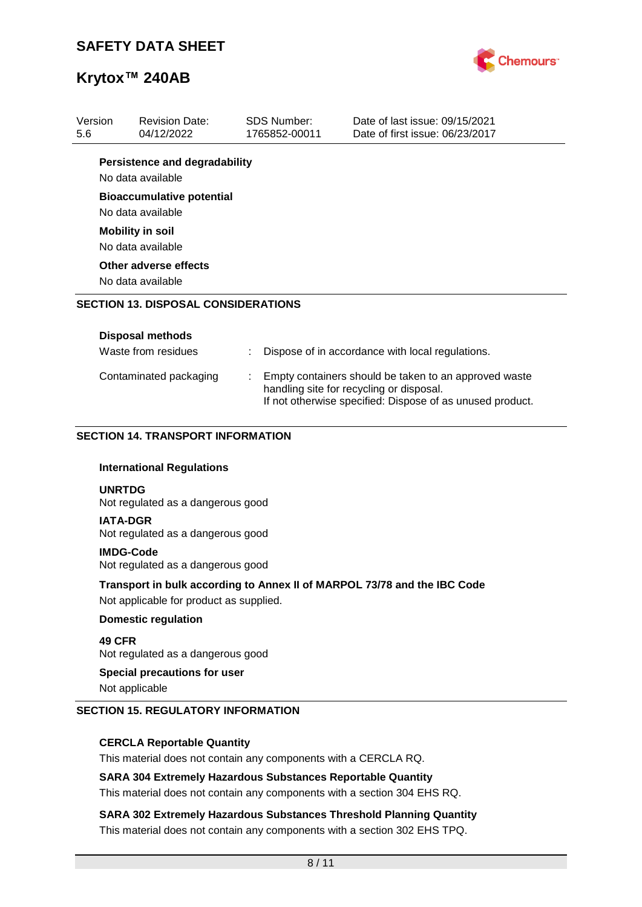**Persistence and degradability**

No data available

**Bioaccumulative potential**

No data available

**Mobility in soil**

No data available

**Other adverse effects**

No data available

## SECTION 13. DISPOSAL CONSIDERATIONS

**Disposal methods**

| | |
|---|---|
| Waste from residues | : Dispose of in accordance with local regulations. |
| Contaminated packaging | : Empty containers should be taken to an approved waste handling site for recycling or disposal. If not otherwise specified: Dispose of as unused product. |

## SECTION 14. TRANSPORT INFORMATION

**International Regulations**

**UNRTDG**
Not regulated as a dangerous good

**IATA-DGR**
Not regulated as a dangerous good

**IMDG-Code**
Not regulated as a dangerous good

**Transport in bulk according to Annex II of MARPOL 73/78 and the IBC Code**

Not applicable for product as supplied.

**Domestic regulation**

**49 CFR**
Not regulated as a dangerous good

**Special precautions for user**

Not applicable

## SECTION 15. REGULATORY INFORMATION

**CERCLA Reportable Quantity**

This material does not contain any components with a CERCLA RQ.

**SARA 304 Extremely Hazardous Substances Reportable Quantity**

This material does not contain any components with a section 304 EHS RQ.

**SARA 302 Extremely Hazardous Substances Threshold Planning Quantity**

This material does not contain any components with a section 302 EHS TPQ.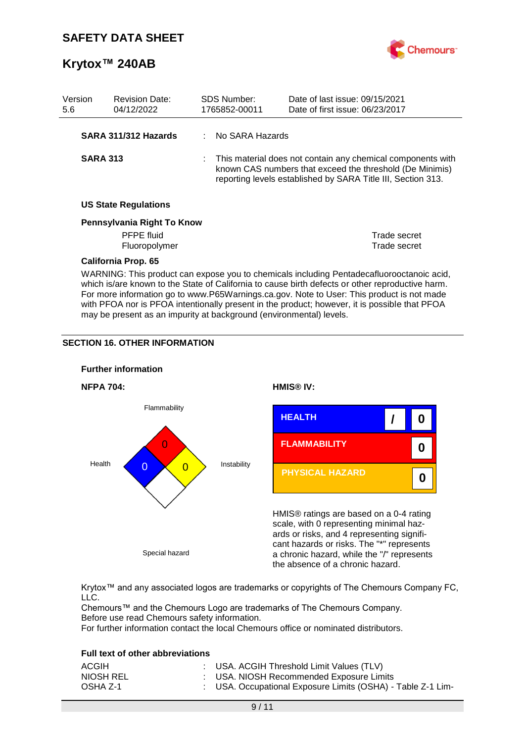**SAFETY DATA SHEET**

**Krytox™ 240AB**

| Version 5.6 | Revision Date: 04/12/2022 | SDS Number: 1765852-00011 | Date of last issue: 09/15/2021<br>Date of first issue: 06/23/2017 |
|---|---|---|---|

**SARA 311/312 Hazards** : No SARA Hazards

**SARA 313** : This material does not contain any chemical components with known CAS numbers that exceed the threshold (De Minimis) reporting levels established by SARA Title III, Section 313.

**US State Regulations**

**Pennsylvania Right To Know**

| | |
|---|---|
| PFPE fluid | Trade secret |
| Fluoropolymer | Trade secret |

**California Prop. 65**

WARNING: This product can expose you to chemicals including Pentadecafluorooctanoic acid, which is/are known to the State of California to cause birth defects or other reproductive harm. For more information go to www.P65Warnings.ca.gov. Note to User: This product is not made with PFOA nor is PFOA intentionally present in the product; however, it is possible that PFOA may be present as an impurity at background (environmental) levels.

## SECTION 16. OTHER INFORMATION

**Further information**

**NFPA 704:**

Flammability: 0
Health: 0
Instability: 0
Special hazard

**HMIS® IV:**

| | | |
|---|---|---|
| HEALTH | / | 0 |
| FLAMMABILITY | | 0 |
| PHYSICAL HAZARD | | 0 |

HMIS® ratings are based on a 0-4 rating scale, with 0 representing minimal hazards or risks, and 4 representing significant hazards or risks. The "*" represents a chronic hazard, while the "/" represents the absence of a chronic hazard.

Krytox™ and any associated logos are trademarks or copyrights of The Chemours Company FC, LLC.
Chemours™ and the Chemours Logo are trademarks of The Chemours Company.
Before use read Chemours safety information.
For further information contact the local Chemours office or nominated distributors.

**Full text of other abbreviations**

| | | |
|---|---|---|
| ACGIH | : | USA. ACGIH Threshold Limit Values (TLV) |
| NIOSH REL | : | USA. NIOSH Recommended Exposure Limits |
| OSHA Z-1 | : | USA. Occupational Exposure Limits (OSHA) - Table Z-1 Lim- |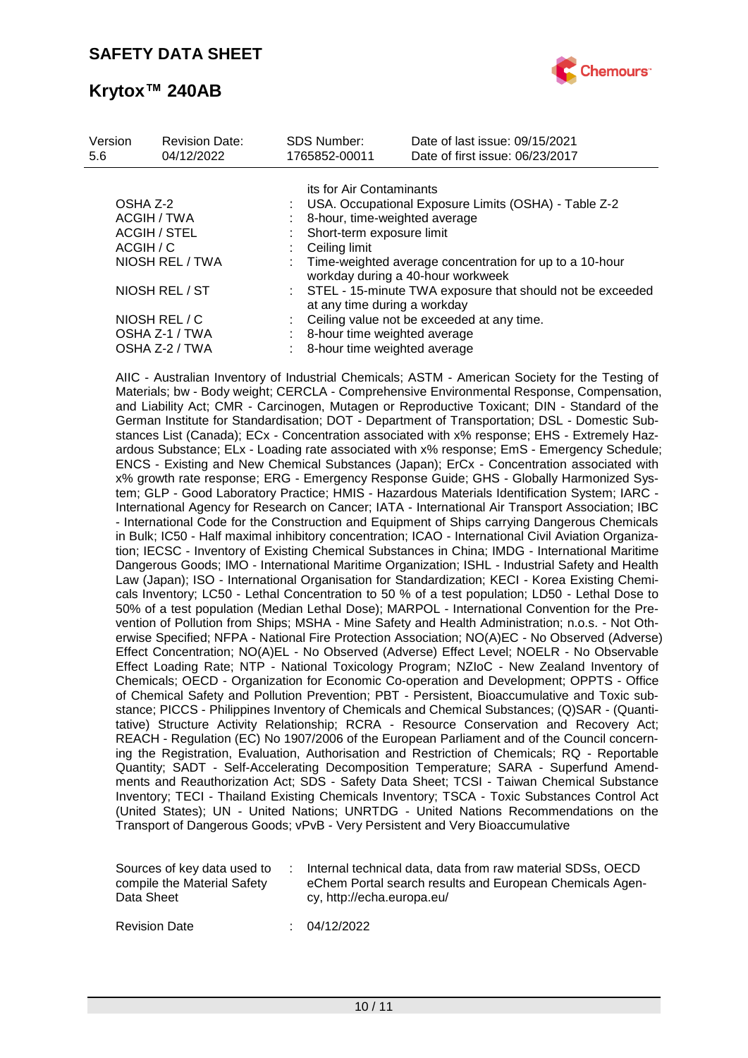| | | |
|---|---|---|
| | | its for Air Contaminants |
| OSHA Z-2 | : | USA. Occupational Exposure Limits (OSHA) - Table Z-2 |
| ACGIH / TWA | : | 8-hour, time-weighted average |
| ACGIH / STEL | : | Short-term exposure limit |
| ACGIH / C | : | Ceiling limit |
| NIOSH REL / TWA | : | Time-weighted average concentration for up to a 10-hour workday during a 40-hour workweek |
| NIOSH REL / ST | : | STEL - 15-minute TWA exposure that should not be exceeded at any time during a workday |
| NIOSH REL / C | : | Ceiling value not be exceeded at any time. |
| OSHA Z-1 / TWA | : | 8-hour time weighted average |
| OSHA Z-2 / TWA | : | 8-hour time weighted average |

AIIC - Australian Inventory of Industrial Chemicals; ASTM - American Society for the Testing of Materials; bw - Body weight; CERCLA - Comprehensive Environmental Response, Compensation, and Liability Act; CMR - Carcinogen, Mutagen or Reproductive Toxicant; DIN - Standard of the German Institute for Standardisation; DOT - Department of Transportation; DSL - Domestic Substances List (Canada); ECx - Concentration associated with x% response; EHS - Extremely Hazardous Substance; ELx - Loading rate associated with x% response; EmS - Emergency Schedule; ENCS - Existing and New Chemical Substances (Japan); ErCx - Concentration associated with x% growth rate response; ERG - Emergency Response Guide; GHS - Globally Harmonized System; GLP - Good Laboratory Practice; HMIS - Hazardous Materials Identification System; IARC - International Agency for Research on Cancer; IATA - International Air Transport Association; IBC - International Code for the Construction and Equipment of Ships carrying Dangerous Chemicals in Bulk; IC50 - Half maximal inhibitory concentration; ICAO - International Civil Aviation Organization; IECSC - Inventory of Existing Chemical Substances in China; IMDG - International Maritime Dangerous Goods; IMO - International Maritime Organization; ISHL - Industrial Safety and Health Law (Japan); ISO - International Organisation for Standardization; KECI - Korea Existing Chemicals Inventory; LC50 - Lethal Concentration to 50 % of a test population; LD50 - Lethal Dose to 50% of a test population (Median Lethal Dose); MARPOL - International Convention for the Prevention of Pollution from Ships; MSHA - Mine Safety and Health Administration; n.o.s. - Not Otherwise Specified; NFPA - National Fire Protection Association; NO(A)EC - No Observed (Adverse) Effect Concentration; NO(A)EL - No Observed (Adverse) Effect Level; NOELR - No Observable Effect Loading Rate; NTP - National Toxicology Program; NZIoC - New Zealand Inventory of Chemicals; OECD - Organization for Economic Co-operation and Development; OPPTS - Office of Chemical Safety and Pollution Prevention; PBT - Persistent, Bioaccumulative and Toxic substance; PICCS - Philippines Inventory of Chemicals and Chemical Substances; (Q)SAR - (Quantitative) Structure Activity Relationship; RCRA - Resource Conservation and Recovery Act; REACH - Regulation (EC) No 1907/2006 of the European Parliament and of the Council concerning the Registration, Evaluation, Authorisation and Restriction of Chemicals; RQ - Reportable Quantity; SADT - Self-Accelerating Decomposition Temperature; SARA - Superfund Amendments and Reauthorization Act; SDS - Safety Data Sheet; TCSI - Taiwan Chemical Substance Inventory; TECI - Thailand Existing Chemicals Inventory; TSCA - Toxic Substances Control Act (United States); UN - United Nations; UNRTDG - United Nations Recommendations on the Transport of Dangerous Goods; vPvB - Very Persistent and Very Bioaccumulative

| | | |
|---|---|---|
| Sources of key data used to compile the Material Safety Data Sheet | : | Internal technical data, data from raw material SDSs, OECD eChem Portal search results and European Chemicals Agency, http://echa.europa.eu/ |
| Revision Date | : | 04/12/2022 |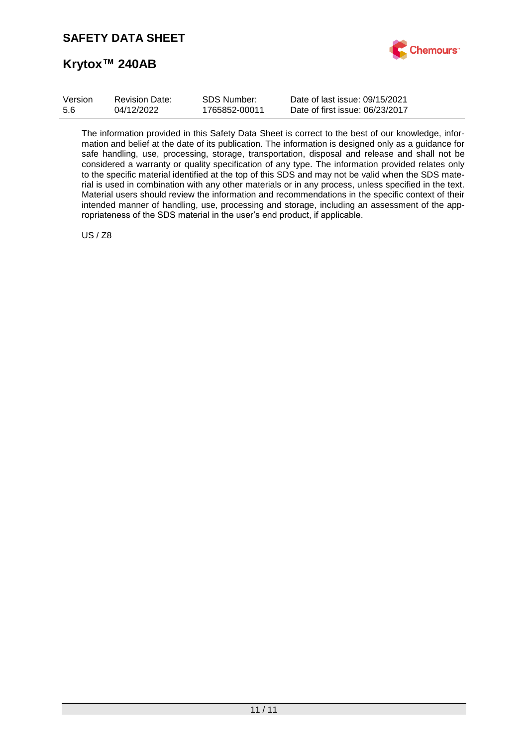The information provided in this Safety Data Sheet is correct to the best of our knowledge, information and belief at the date of its publication. The information is designed only as a guidance for safe handling, use, processing, storage, transportation, disposal and release and shall not be considered a warranty or quality specification of any type. The information provided relates only to the specific material identified at the top of this SDS and may not be valid when the SDS material is used in combination with any other materials or in any process, unless specified in the text. Material users should review the information and recommendations in the specific context of their intended manner of handling, use, processing and storage, including an assessment of the appropriateness of the SDS material in the user's end product, if applicable.

US / Z8